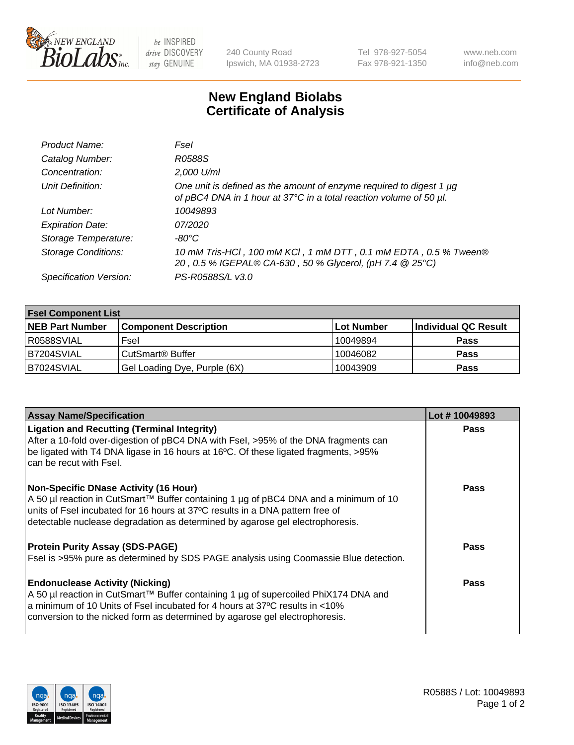# New England Biolabs Certificate of Analysis

| | |
|---|---|
| *Product Name:* | *FseI* |
| *Catalog Number:* | *R0588S* |
| *Concentration:* | *2,000 U/ml* |
| *Unit Definition:* | *One unit is defined as the amount of enzyme required to digest 1 µg of pBC4 DNA in 1 hour at 37°C in a total reaction volume of 50 µl.* |
| *Lot Number:* | *10049893* |
| *Expiration Date:* | *07/2020* |
| *Storage Temperature:* | *-80°C* |
| *Storage Conditions:* | *10 mM Tris-HCl , 100 mM KCl , 1 mM DTT , 0.1 mM EDTA , 0.5 % Tween® 20 , 0.5 % IGEPAL® CA-630 , 50 % Glycerol, (pH 7.4 @ 25°C)* |
| *Specification Version:* | *PS-R0588S/L v3.0* |

| FseI Component List | | | |
|---|---|---|---|
| **NEB Part Number** | **Component Description** | **Lot Number** | **Individual QC Result** |
| R0588SVIAL | FseI | 10049894 | **Pass** |
| B7204SVIAL | CutSmart® Buffer | 10046082 | **Pass** |
| B7024SVIAL | Gel Loading Dye, Purple (6X) | 10043909 | **Pass** |

| Assay Name/Specification | Lot # 10049893 |
|---|---|
| **Ligation and Recutting (Terminal Integrity)** After a 10-fold over-digestion of pBC4 DNA with FseI, >95% of the DNA fragments can be ligated with T4 DNA ligase in 16 hours at 16ºC. Of these ligated fragments, >95% can be recut with FseI. | **Pass** |
| **Non-Specific DNase Activity (16 Hour)** A 50 µl reaction in CutSmart™ Buffer containing 1 µg of pBC4 DNA and a minimum of 10 units of FseI incubated for 16 hours at 37ºC results in a DNA pattern free of detectable nuclease degradation as determined by agarose gel electrophoresis. | **Pass** |
| **Protein Purity Assay (SDS-PAGE)** FseI is >95% pure as determined by SDS PAGE analysis using Coomassie Blue detection. | **Pass** |
| **Endonuclease Activity (Nicking)** A 50 µl reaction in CutSmart™ Buffer containing 1 µg of supercoiled PhiX174 DNA and a minimum of 10 Units of FseI incubated for 4 hours at 37ºC results in <10% conversion to the nicked form as determined by agarose gel electrophoresis. | **Pass** |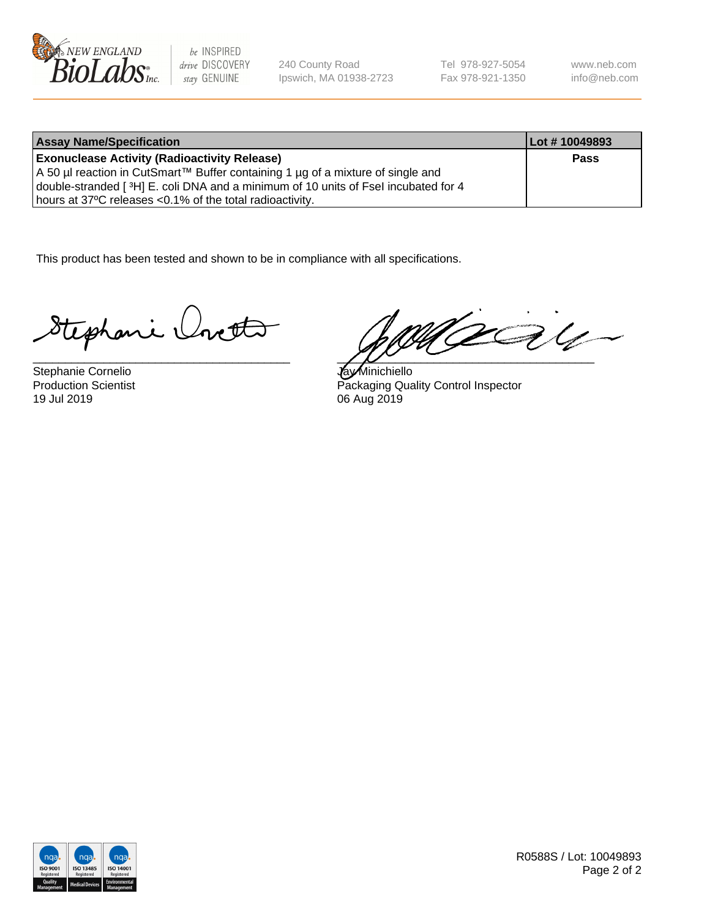New England BioLabs Inc. — be INSPIRED drive DISCOVERY stay GENUINE

240 County Road
Ipswich, MA 01938-2723

Tel 978-927-5054
Fax 978-921-1350

www.neb.com
info@neb.com

| Assay Name/Specification | Lot # 10049893 |
| --- | --- |
| **Exonuclease Activity (Radioactivity Release)**<br>A 50 µl reaction in CutSmart™ Buffer containing 1 µg of a mixture of single and double-stranded [ $^{3}$H] E. coli DNA and a minimum of 10 units of FseI incubated for 4 hours at 37ºC releases <0.1% of the total radioactivity. | Pass |

This product has been tested and shown to be in compliance with all specifications.

Stephanie Cornelio
Production Scientist
19 Jul 2019

Jay Minichiello
Packaging Quality Control Inspector
06 Aug 2019

R0588S / Lot: 10049893